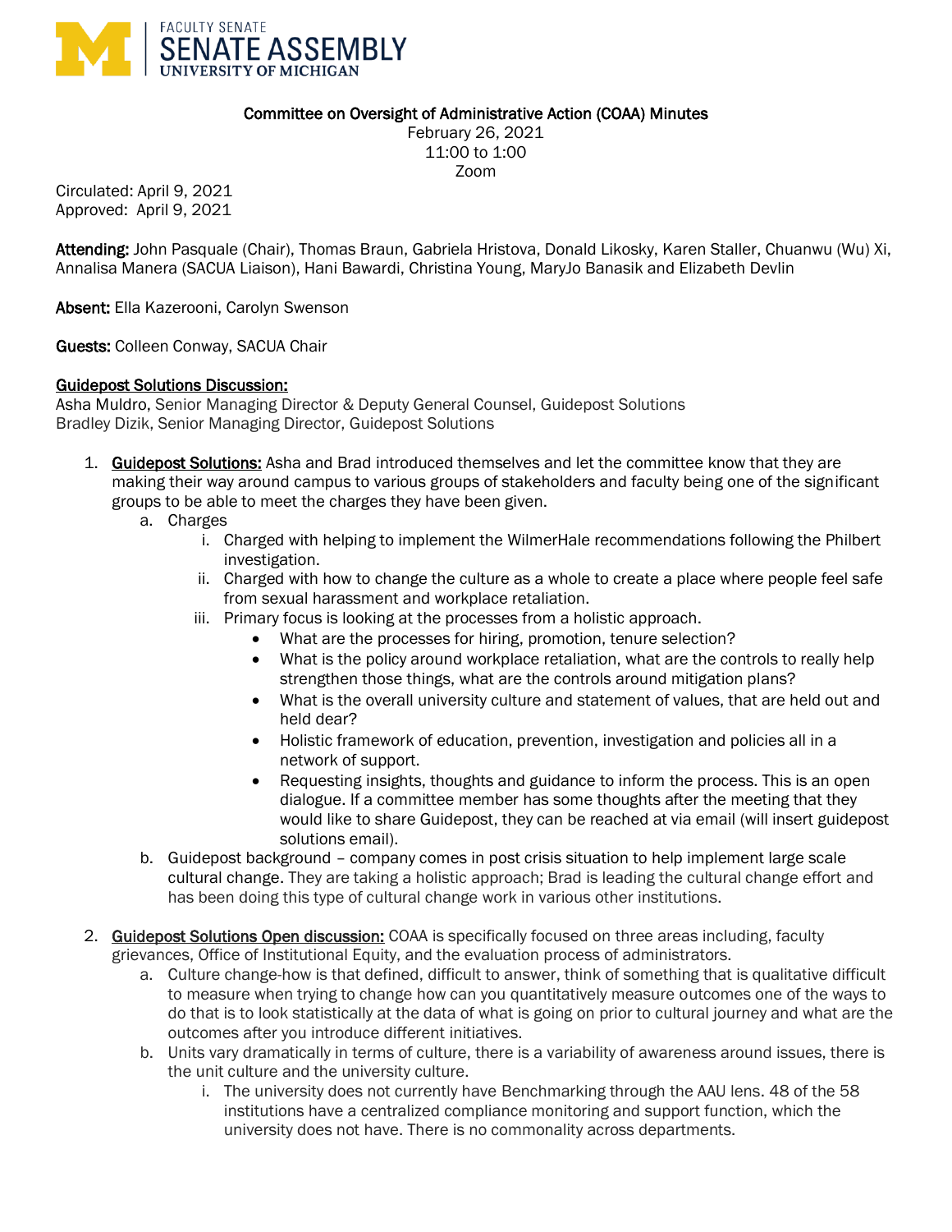FACULTY SENATE
SENATE ASSEMBLY
UNIVERSITY OF MICHIGAN

**Committee on Oversight of Administrative Action (COAA) Minutes**
February 26, 2021
11:00 to 1:00
Zoom

Circulated: April 9, 2021
Approved: April 9, 2021

**Attending:** John Pasquale (Chair), Thomas Braun, Gabriela Hristova, Donald Likosky, Karen Staller, Chuanwu (Wu) Xi, Annalisa Manera (SACUA Liaison), Hani Bawardi, Christina Young, MaryJo Banasik and Elizabeth Devlin

**Absent:** Ella Kazerooni, Carolyn Swenson

**Guests:** Colleen Conway, SACUA Chair

**Guidepost Solutions Discussion:**
Asha Muldro, Senior Managing Director & Deputy General Counsel, Guidepost Solutions
Bradley Dizik, Senior Managing Director, Guidepost Solutions

1. **Guidepost Solutions:** Asha and Brad introduced themselves and let the committee know that they are making their way around campus to various groups of stakeholders and faculty being one of the significant groups to be able to meet the charges they have been given.
   a. Charges
      i. Charged with helping to implement the WilmerHale recommendations following the Philbert investigation.
      ii. Charged with how to change the culture as a whole to create a place where people feel safe from sexual harassment and workplace retaliation.
      iii. Primary focus is looking at the processes from a holistic approach.
         - What are the processes for hiring, promotion, tenure selection?
         - What is the policy around workplace retaliation, what are the controls to really help strengthen those things, what are the controls around mitigation plans?
         - What is the overall university culture and statement of values, that are held out and held dear?
         - Holistic framework of education, prevention, investigation and policies all in a network of support.
         - Requesting insights, thoughts and guidance to inform the process. This is an open dialogue. If a committee member has some thoughts after the meeting that they would like to share Guidepost, they can be reached at via email (will insert guidepost solutions email).
   b. Guidepost background – company comes in post crisis situation to help implement large scale cultural change. They are taking a holistic approach; Brad is leading the cultural change effort and has been doing this type of cultural change work in various other institutions.

2. **Guidepost Solutions Open discussion:** COAA is specifically focused on three areas including, faculty grievances, Office of Institutional Equity, and the evaluation process of administrators.
   a. Culture change-how is that defined, difficult to answer, think of something that is qualitative difficult to measure when trying to change how can you quantitatively measure outcomes one of the ways to do that is to look statistically at the data of what is going on prior to cultural journey and what are the outcomes after you introduce different initiatives.
   b. Units vary dramatically in terms of culture, there is a variability of awareness around issues, there is the unit culture and the university culture.
      i. The university does not currently have Benchmarking through the AAU lens. 48 of the 58 institutions have a centralized compliance monitoring and support function, which the university does not have. There is no commonality across departments.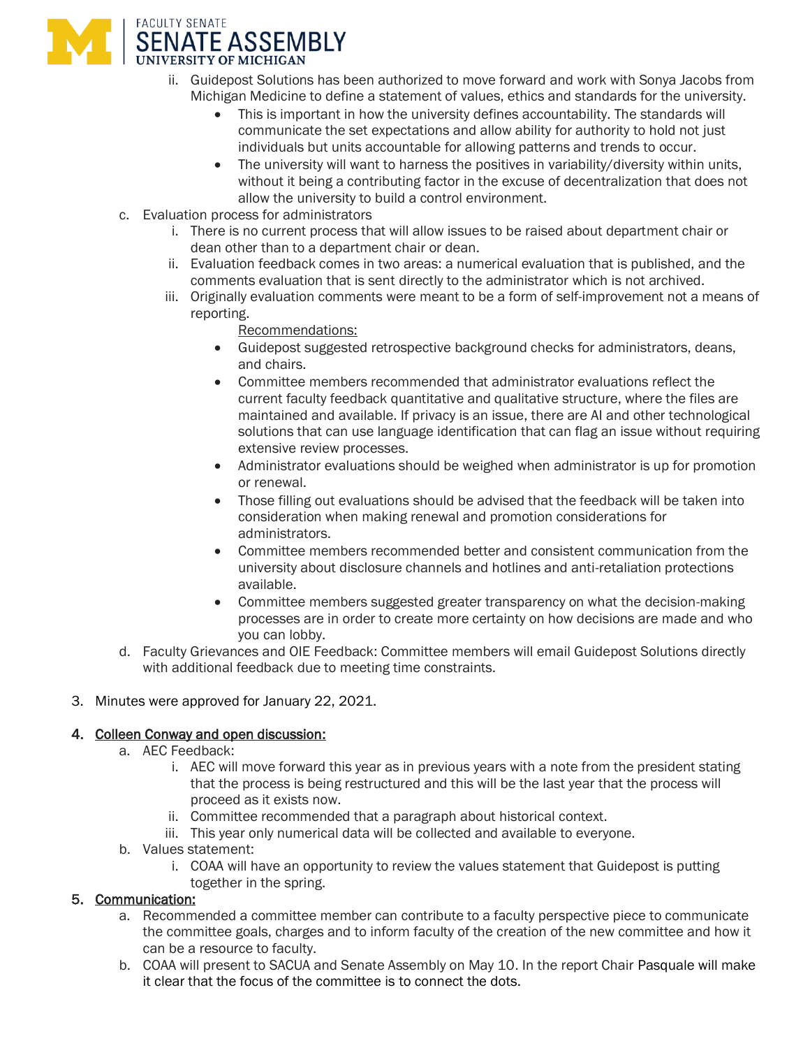ii. Guidepost Solutions has been authorized to move forward and work with Sonya Jacobs from Michigan Medicine to define a statement of values, ethics and standards for the university.
      - This is important in how the university defines accountability. The standards will communicate the set expectations and allow ability for authority to hold not just individuals but units accountable for allowing patterns and trends to occur.
      - The university will want to harness the positives in variability/diversity within units, without it being a contributing factor in the excuse of decentralization that does not allow the university to build a control environment.

c. Evaluation process for administrators
   i. There is no current process that will allow issues to be raised about department chair or dean other than to a department chair or dean.
   ii. Evaluation feedback comes in two areas: a numerical evaluation that is published, and the comments evaluation that is sent directly to the administrator which is not archived.
   iii. Originally evaluation comments were meant to be a form of self-improvement not a means of reporting.

      <u>Recommendations:</u>
      - Guidepost suggested retrospective background checks for administrators, deans, and chairs.
      - Committee members recommended that administrator evaluations reflect the current faculty feedback quantitative and qualitative structure, where the files are maintained and available. If privacy is an issue, there are AI and other technological solutions that can use language identification that can flag an issue without requiring extensive review processes.
      - Administrator evaluations should be weighed when administrator is up for promotion or renewal.
      - Those filling out evaluations should be advised that the feedback will be taken into consideration when making renewal and promotion considerations for administrators.
      - Committee members recommended better and consistent communication from the university about disclosure channels and hotlines and anti-retaliation protections available.
      - Committee members suggested greater transparency on what the decision-making processes are in order to create more certainty on how decisions are made and who you can lobby.

d. Faculty Grievances and OIE Feedback: Committee members will email Guidepost Solutions directly with additional feedback due to meeting time constraints.

3. Minutes were approved for January 22, 2021.

4. **<u>Colleen Conway and open discussion:</u>**
   a. AEC Feedback:
      i. AEC will move forward this year as in previous years with a note from the president stating that the process is being restructured and this will be the last year that the process will proceed as it exists now.
      ii. Committee recommended that a paragraph about historical context.
      iii. This year only numerical data will be collected and available to everyone.
   b. Values statement:
      i. COAA will have an opportunity to review the values statement that Guidepost is putting together in the spring.

5. **<u>Communication:</u>**
   a. Recommended a committee member can contribute to a faculty perspective piece to communicate the committee goals, charges and to inform faculty of the creation of the new committee and how it can be a resource to faculty.
   b. COAA will present to SACUA and Senate Assembly on May 10. In the report Chair Pasquale will make it clear that the focus of the committee is to connect the dots.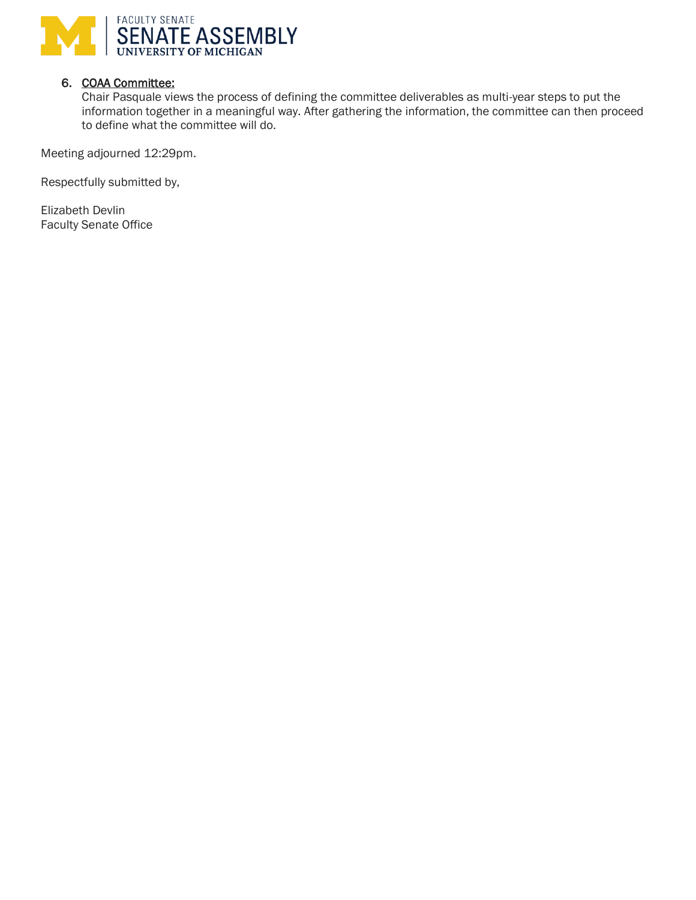6. <u>COAA Committee:</u>
   Chair Pasquale views the process of defining the committee deliverables as multi-year steps to put the information together in a meaningful way. After gathering the information, the committee can then proceed to define what the committee will do.

Meeting adjourned 12:29pm.

Respectfully submitted by,

Elizabeth Devlin
Faculty Senate Office